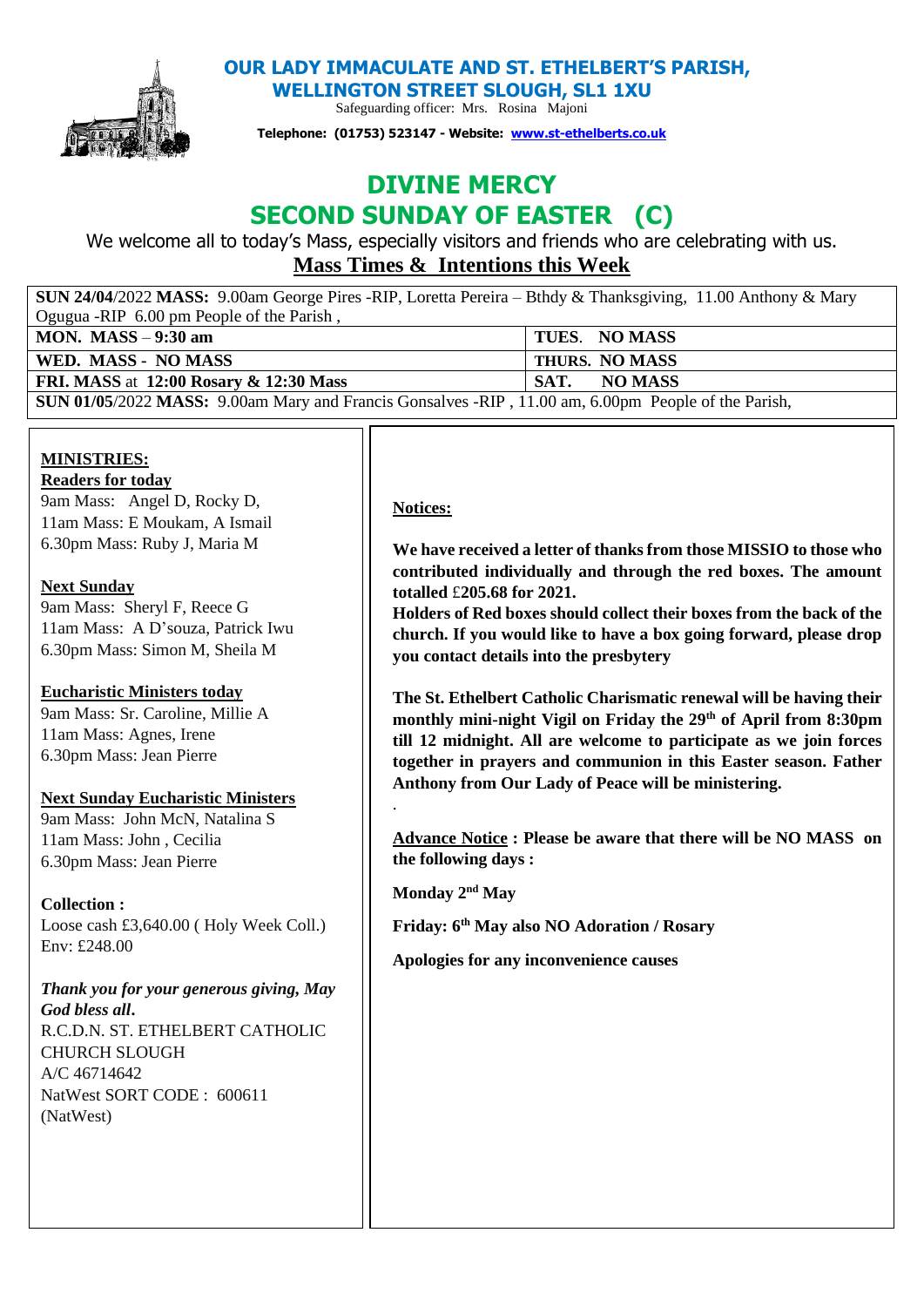# OUR LADY IMMACULATE AND ST. ETHELBERT'S PARISH,
## WELLINGTON STREET SLOUGH, SL1 1XU

Safeguarding officer: Mrs. Rosina Majoni

**Telephone: (01753) 523147 - Website: www.st-ethelberts.co.uk**

# DIVINE MERCY
# SECOND SUNDAY OF EASTER (C)

We welcome all to today's Mass, especially visitors and friends who are celebrating with us.

## Mass Times & Intentions this Week

| | |
|---|---|
| **SUN 24/04**/2022 **MASS:** 9.00am George Pires -RIP, Loretta Pereira – Bthdy & Thanksgiving, 11.00 Anthony & Mary Ogugua -RIP 6.00 pm People of the Parish , | |
| **MON. MASS** – **9:30 am** | **TUES. NO MASS** |
| **WED. MASS - NO MASS** | **THURS. NO MASS** |
| **FRI. MASS** at **12:00 Rosary & 12:30 Mass** | **SAT. NO MASS** |
| **SUN 01/05**/2022 **MASS:** 9.00am Mary and Francis Gonsalves -RIP , 11.00 am, 6.00pm People of the Parish, | |

**MINISTRIES:**

**Readers for today**

9am Mass: Angel D, Rocky D,
11am Mass: E Moukam, A Ismail
6.30pm Mass: Ruby J, Maria M

**Next Sunday**

9am Mass: Sheryl F, Reece G
11am Mass: A D'souza, Patrick Iwu
6.30pm Mass: Simon M, Sheila M

**Eucharistic Ministers today**

9am Mass: Sr. Caroline, Millie A
11am Mass: Agnes, Irene
6.30pm Mass: Jean Pierre

**Next Sunday Eucharistic Ministers**

9am Mass: John McN, Natalina S
11am Mass: John , Cecilia
6.30pm Mass: Jean Pierre

**Collection :**

Loose cash £3,640.00 ( Holy Week Coll.)
Env: £248.00

***Thank you for your generous giving, May God bless all.***

R.C.D.N. ST. ETHELBERT CATHOLIC CHURCH SLOUGH
A/C 46714642
NatWest SORT CODE : 600611
(NatWest)

**Notices:**

**We have received a letter of thanks from those MISSIO to those who contributed individually and through the red boxes. The amount totalled £205.68 for 2021.**

**Holders of Red boxes should collect their boxes from the back of the church. If you would like to have a box going forward, please drop you contact details into the presbytery**

**The St. Ethelbert Catholic Charismatic renewal will be having their monthly mini-night Vigil on Friday the 29th of April from 8:30pm till 12 midnight. All are welcome to participate as we join forces together in prayers and communion in this Easter season. Father Anthony from Our Lady of Peace will be ministering.**

.

**Advance Notice : Please be aware that there will be NO MASS on the following days :**

**Monday 2nd May**

**Friday: 6th May also NO Adoration / Rosary**

**Apologies for any inconvenience causes**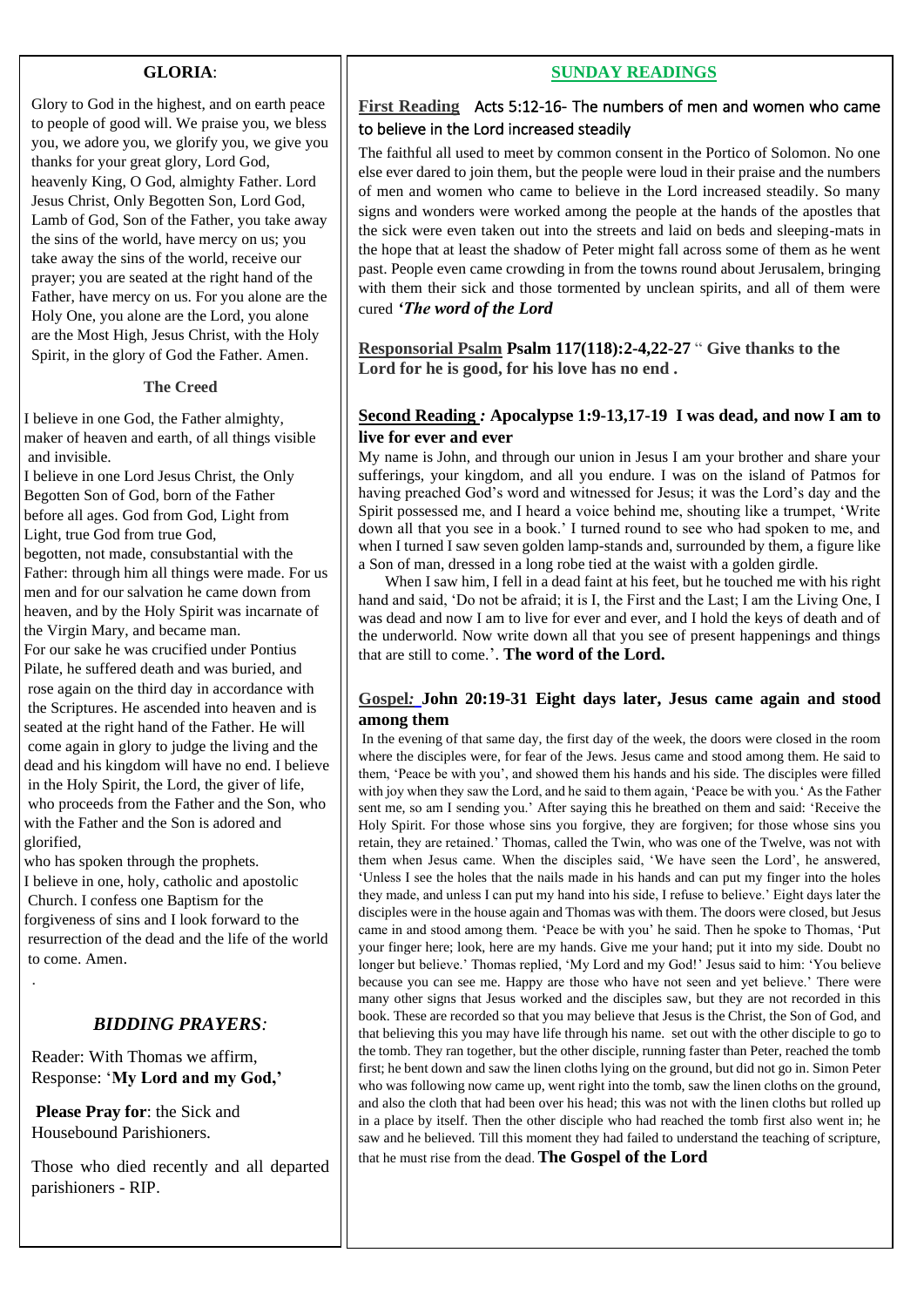## GLORIA:

Glory to God in the highest, and on earth peace to people of good will. We praise you, we bless you, we adore you, we glorify you, we give you thanks for your great glory, Lord God, heavenly King, O God, almighty Father. Lord Jesus Christ, Only Begotten Son, Lord God, Lamb of God, Son of the Father, you take away the sins of the world, have mercy on us; you take away the sins of the world, receive our prayer; you are seated at the right hand of the Father, have mercy on us. For you alone are the Holy One, you alone are the Lord, you alone are the Most High, Jesus Christ, with the Holy Spirit, in the glory of God the Father. Amen.

## The Creed

I believe in one God, the Father almighty, maker of heaven and earth, of all things visible and invisible.

I believe in one Lord Jesus Christ, the Only Begotten Son of God, born of the Father before all ages. God from God, Light from Light, true God from true God, begotten, not made, consubstantial with the Father: through him all things were made. For us men and for our salvation he came down from heaven, and by the Holy Spirit was incarnate of the Virgin Mary, and became man.

For our sake he was crucified under Pontius Pilate, he suffered death and was buried, and rose again on the third day in accordance with the Scriptures. He ascended into heaven and is seated at the right hand of the Father. He will come again in glory to judge the living and the dead and his kingdom will have no end. I believe in the Holy Spirit, the Lord, the giver of life, who proceeds from the Father and the Son, who with the Father and the Son is adored and glorified, who has spoken through the prophets.

I believe in one, holy, catholic and apostolic Church. I confess one Baptism for the forgiveness of sins and I look forward to the resurrection of the dead and the life of the world to come. Amen.

## *BIDDING PRAYERS:*

Reader: With Thomas we affirm,
Response: '**My Lord and my God,'**

**Please Pray for**: the Sick and Housebound Parishioners.

Those who died recently and all departed parishioners - RIP.

## SUNDAY READINGS

**First Reading** Acts 5:12-16- The numbers of men and women who came to believe in the Lord increased steadily

The faithful all used to meet by common consent in the Portico of Solomon. No one else ever dared to join them, but the people were loud in their praise and the numbers of men and women who came to believe in the Lord increased steadily. So many signs and wonders were worked among the people at the hands of the apostles that the sick were even taken out into the streets and laid on beds and sleeping-mats in the hope that at least the shadow of Peter might fall across some of them as he went past. People even came crowding in from the towns round about Jerusalem, bringing with them their sick and those tormented by unclean spirits, and all of them were cured *'The word of the Lord*

**Responsorial Psalm Psalm 117(118):2-4,22-27 " Give thanks to the Lord for he is good, for his love has no end .**

**Second Reading *:* Apocalypse 1:9-13,17-19 I was dead, and now I am to live for ever and ever**

My name is John, and through our union in Jesus I am your brother and share your sufferings, your kingdom, and all you endure. I was on the island of Patmos for having preached God's word and witnessed for Jesus; it was the Lord's day and the Spirit possessed me, and I heard a voice behind me, shouting like a trumpet, 'Write down all that you see in a book.' I turned round to see who had spoken to me, and when I turned I saw seven golden lamp-stands and, surrounded by them, a figure like a Son of man, dressed in a long robe tied at the waist with a golden girdle.

When I saw him, I fell in a dead faint at his feet, but he touched me with his right hand and said, 'Do not be afraid; it is I, the First and the Last; I am the Living One, I was dead and now I am to live for ever and ever, and I hold the keys of death and of the underworld. Now write down all that you see of present happenings and things that are still to come.'. **The word of the Lord.**

**Gospel*:* John 20:19-31 Eight days later, Jesus came again and stood among them**

In the evening of that same day, the first day of the week, the doors were closed in the room where the disciples were, for fear of the Jews. Jesus came and stood among them. He said to them, 'Peace be with you', and showed them his hands and his side. The disciples were filled with joy when they saw the Lord, and he said to them again, 'Peace be with you.' As the Father sent me, so am I sending you.' After saying this he breathed on them and said: 'Receive the Holy Spirit. For those whose sins you forgive, they are forgiven; for those whose sins you retain, they are retained.' Thomas, called the Twin, who was one of the Twelve, was not with them when Jesus came. When the disciples said, 'We have seen the Lord', he answered, 'Unless I see the holes that the nails made in his hands and can put my finger into the holes they made, and unless I can put my hand into his side, I refuse to believe.' Eight days later the disciples were in the house again and Thomas was with them. The doors were closed, but Jesus came in and stood among them. 'Peace be with you' he said. Then he spoke to Thomas, 'Put your finger here; look, here are my hands. Give me your hand; put it into my side. Doubt no longer but believe.' Thomas replied, 'My Lord and my God!' Jesus said to him: 'You believe because you can see me. Happy are those who have not seen and yet believe.' There were many other signs that Jesus worked and the disciples saw, but they are not recorded in this book. These are recorded so that you may believe that Jesus is the Christ, the Son of God, and that believing this you may have life through his name. set out with the other disciple to go to the tomb. They ran together, but the other disciple, running faster than Peter, reached the tomb first; he bent down and saw the linen cloths lying on the ground, but did not go in. Simon Peter who was following now came up, went right into the tomb, saw the linen cloths on the ground, and also the cloth that had been over his head; this was not with the linen cloths but rolled up in a place by itself. Then the other disciple who had reached the tomb first also went in; he saw and he believed. Till this moment they had failed to understand the teaching of scripture, that he must rise from the dead. **The Gospel of the Lord**